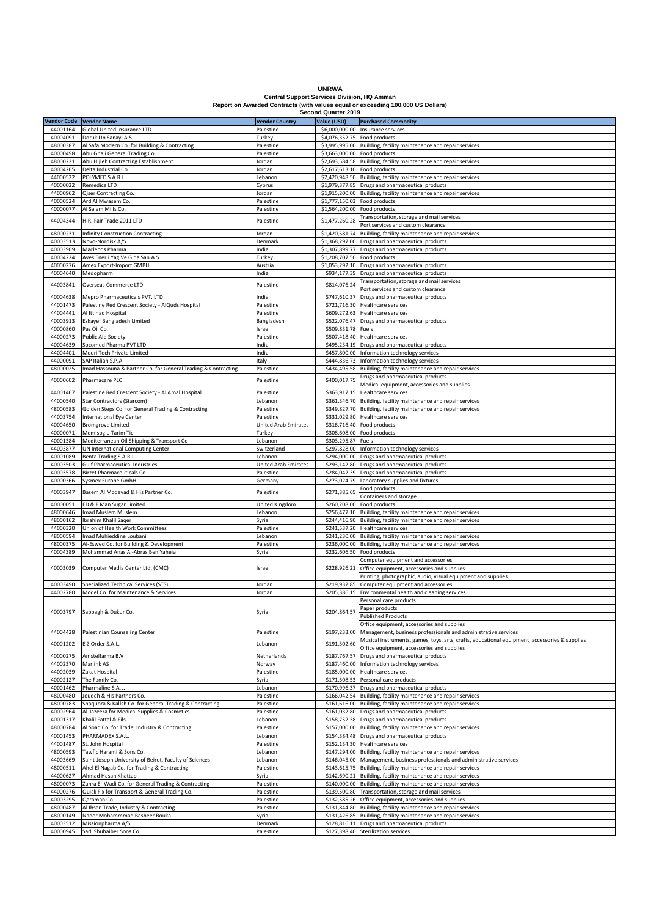# UNRWA

## Central Support Services Division, HQ Amman

### Report on Awarded Contracts (with values equal or exceeding 100,000 US Dollars)

### Second Quarter 2019

| Vendor Code | Vendor Name | Vendor Country | Value (USD) | Purchased Commodity |
|---|---|---|---|---|
| 44001164 | Global United Insurance LTD | Palestine | $6,000,000.00 | Insurance services |
| 40004091 | Doruk Un Sanayi A.S. | Turkey | $4,076,352.75 | Food products |
| 48000387 | Al Safa Modern Co. for Building & Contracting | Palestine | $3,995,995.00 | Building, facility maintenance and repair services |
| 40000498 | Abu Ghali General Trading Co. | Palestine | $3,663,000.00 | Food products |
| 48000221 | Abu Hijleh Contracting Establishment | Jordan | $2,693,584.58 | Building, facility maintenance and repair services |
| 40004205 | Delta Industrial Co. | Jordan | $2,617,613.10 | Food products |
| 44000522 | POLYMED S.A.R.L | Lebanon | $2,420,948.50 | Building, facility maintenance and repair services |
| 40000022 | Remedica LTD | Cyprus | $1,979,377.85 | Drugs and pharmaceutical products |
| 44000962 | Qiser Contracting Co. | Jordan | $1,915,200.00 | Building, facility maintenance and repair services |
| 40000524 | Ard Al Mwasem Co. | Palestine | $1,777,150.03 | Food products |
| 40000077 | Al Salam Mills Co. | Palestine | $1,564,200.00 | Food products |
| 44004344 | H.R. Fair Trade 2011 LTD | Palestine | $1,477,260.28 | Transportation, storage and mail services<br>Port services and custom clearance |
| 48000231 | Infinity Construction Contracting | Jordan | $1,420,581.74 | Building, facility maintenance and repair services |
| 40003513 | Novo-Nordisk A/S | Denmark | $1,368,297.00 | Drugs and pharmaceutical products |
| 40003909 | Macleods Pharma | India | $1,307,899.77 | Drugs and pharmaceutical products |
| 40004224 | Aves Enerji Yag Ve Gida San.A.S | Turkey | $1,208,707.50 | Food products |
| 40000276 | Amex Export-Import GMBH | Austria | $1,053,292.10 | Drugs and pharmaceutical products |
| 40004640 | Medopharm | India | $934,177.39 | Drugs and pharmaceutical products |
| 44003841 | Overseas Commerce LTD | Palestine | $814,076.24 | Transportation, storage and mail services<br>Port services and custom clearance |
| 40004638 | Mepro Pharmaceuticals PVT. LTD | India | $747,610.37 | Drugs and pharmaceutical products |
| 44001473 | Palestine Red Crescent Society - AlQuds Hospital | Palestine | $721,716.30 | Healthcare services |
| 44004441 | Al Ittihad Hospital | Palestine | $609,272.63 | Healthcare services |
| 40003913 | Eskayef Bangladesh Limited | Bangladesh | $522,076.47 | Drugs and pharmaceutical products |
| 40000860 | Paz Oil Co. | Israel | $509,831.78 | Fuels |
| 44000273 | Public Aid Society | Palestine | $507,418.40 | Healthcare services |
| 40004639 | Socomed Pharma PVT LTD | India | $495,234.19 | Drugs and pharmaceutical products |
| 44004401 | Mouri Tech Private Limited | India | $457,800.00 | Information technology services |
| 44000091 | SAP Italian S.P.A | Italy | $444,836.73 | Information technology services |
| 48000025 | Imad Hassouna & Partner Co. for General Trading & Contracting | Palestine | $434,495.58 | Building, facility maintenance and repair services |
| 40000602 | Pharmacare PLC | Palestine | $400,017.75 | Drugs and pharmaceutical products<br>Medical equipment, accessories and supplies |
| 44001467 | Palestine Red Crescent Society - Al Amal Hospital | Palestine | $363,917.15 | Healthcare services |
| 44000540 | Star Contractors (Starcom) | Lebanon | $361,346.70 | Building, facility maintenance and repair services |
| 48000583 | Golden Steps Co. for General Trading & Contracting | Palestine | $349,827.70 | Building, facility maintenance and repair services |
| 44003754 | International Eye Center | Palestine | $331,029.80 | Healthcare services |
| 40004650 | Bromgrove Limited | United Arab Emirates | $316,716.40 | Food products |
| 40000071 | Memisoglu Tarim Tic. | Turkey | $308,608.00 | Food products |
| 40001384 | Mediterranean Oil Shipping & Transport Co | Lebanon | $303,295.87 | Fuels |
| 44003877 | UN International Computing Center | Switzerland | $297,828.00 | Information technology services |
| 40001089 | Benta Trading S.A.R.L. | Lebanon | $294,000.00 | Drugs and pharmaceutical products |
| 40003503 | Gulf Pharmaceutical Industries | United Arab Emirates | $293,142.80 | Drugs and pharmaceutical products |
| 40003578 | Birzet Pharmaceuticals Co. | Palestine | $284,042.39 | Drugs and pharmaceutical products |
| 40000366 | Sysmex Europe GmbH | Germany | $273,024.79 | Laboratory supplies and fixtures |
| 40003947 | Basem Al Moqayad & His Partner Co. | Palestine | $271,385.65 | Food products<br>Containers and storage |
| 40000051 | ED & F Man Sugar Limited | United Kingdom | $260,208.00 | Food products |
| 48000646 | Imad Muslem Muslem | Lebanon | $256,477.10 | Building, facility maintenance and repair services |
| 48000162 | Ibrahim Khalil Saqer | Syria | $244,416.90 | Building, facility maintenance and repair services |
| 44000320 | Union of Health Work Committees | Palestine | $241,537.20 | Healthcare services |
| 48000594 | Imad Muhieddine Loubani | Lebanon | $241,230.00 | Building, facility maintenance and repair services |
| 48000375 | Al-Eswed Co. for Building & Development | Palestine | $236,000.00 | Building, facility maintenance and repair services |
| 40004389 | Mohammad Anas Al-Abras Ben Yaheia | Syria | $232,606.50 | Food products |
| 40003039 | Computer Media Center Ltd. (CMC) | Israel | $228,926.21 | Computer equipment and accessories<br>Office equipment, accessories and supplies<br>Printing, photographic, audio, visual equipment and supplies |
| 40003490 | Specialized Technical Services (STS) | Jordan | $219,932.85 | Computer equipment and accessories |
| 44002780 | Model Co. for Maintenance & Services | Jordan | $205,386.15 | Environmental health and cleaning services |
| 40003797 | Sabbagh & Dukur Co. | Syria | $204,864.57 | Personal care products<br>Paper products<br>Published Products<br>Office equipment, accessories and supplies |
| 44004428 | Palestinian Counseling Center | Palestine | $197,233.00 | Management, business professionals and administrative services |
| 40001202 | E Z Order S.A.L. | Lebanon | $191,302.60 | Musical instruments, games, toys, arts, crafts, educational equipment, accessories & supplies<br>Office equipment, accessories and supplies |
| 40000275 | Amstelfarma B.V | Netherlands | $187,767.57 | Drugs and pharmaceutical products |
| 44002370 | Marlink AS | Norway | $187,460.00 | Information technology services |
| 44002039 | Zakat Hospital | Palestine | $185,000.00 | Healthcare services |
| 40002127 | The Family Co. | Syria | $171,508.53 | Personal care products |
| 40001462 | Pharmaline S.A.L. | Lebanon | $170,996.37 | Drugs and pharmaceutical products |
| 48000480 | Joudeh & His Partners Co. | Palestine | $166,042.54 | Building, facility maintenance and repair services |
| 48000783 | Shaquora & Kallsh Co. for General Trading & Contracting | Palestine | $161,616.00 | Building, facility maintenance and repair services |
| 40002964 | Al-Jazeera for Medical Supplies & Cosmetics | Palestine | $161,032.80 | Drugs and pharmaceutical products |
| 40001317 | Khalil Fattal & Fils | Lebanon | $158,752.38 | Drugs and pharmaceutical products |
| 48000784 | Al Soad Co. for Trade, Industry & Contracting | Palestine | $157,000.00 | Building, facility maintenance and repair services |
| 40001453 | PHARMADEX S.A.L. | Lebanon | $154,384.48 | Drugs and pharmaceutical products |
| 44001487 | St. John Hospital | Palestine | $152,134.30 | Healthcare services |
| 48000593 | Tawfic Harami & Sons Co. | Lebanon | $147,294.00 | Building, facility maintenance and repair services |
| 44003669 | Saint-Joseph University of Beirut, Faculty of Sciences | Lebanon | $146,045.00 | Management, business professionals and administrative services |
| 48000511 | Ahel El Nagab Co. for Trading & Contracting | Palestine | $143,615.75 | Building, facility maintenance and repair services |
| 44000627 | Ahmad Hasan Khattab | Syria | $142,690.21 | Building, facility maintenance and repair services |
| 48000073 | Zahra El-Wadi Co. for General Trading & Contracting | Palestine | $140,000.00 | Building, facility maintenance and repair services |
| 44000276 | Quick Fix for Transport & General Trading Co. | Palestine | $139,500.80 | Transportation, storage and mail services |
| 40003295 | Qaraman Co. | Palestine | $132,585.26 | Office equipment, accessories and supplies |
| 48000487 | Al Ihsan Trade, Industry & Contracting | Palestine | $131,844.80 | Building, facility maintenance and repair services |
| 48000149 | Nader Mohammmad Basheer Bouka | Syria | $131,426.85 | Building, facility maintenance and repair services |
| 40003512 | Missionpharma A/S | Denmark | $128,816.11 | Drugs and pharmaceutical products |
| 40000945 | Sadi Shuhaiber Sons Co. | Palestine | $127,398.40 | Sterilization services |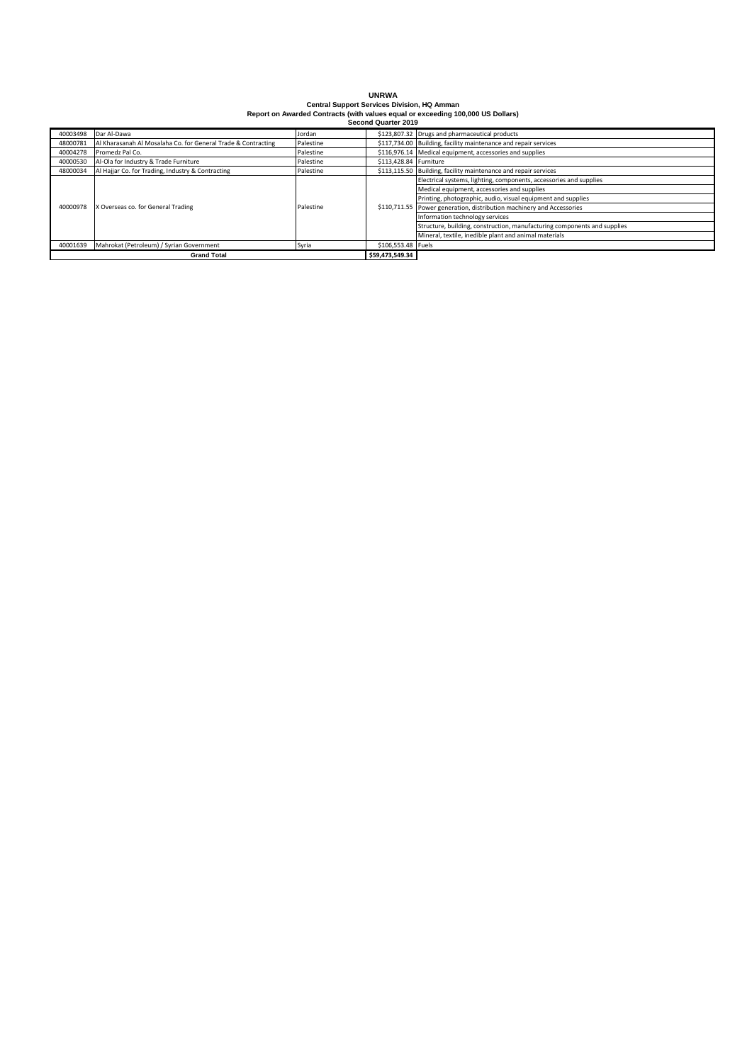**UNRWA**

**Central Support Services Division, HQ Amman**

**Report on Awarded Contracts (with values equal or exceeding 100,000 US Dollars)**

**Second Quarter 2019**

| | | | | |
|---|---|---|---|---|
| 40003498 | Dar Al-Dawa | Jordan | $123,807.32 | Drugs and pharmaceutical products |
| 48000781 | Al Kharasanah Al Mosalaha Co. for General Trade & Contracting | Palestine | $117,734.00 | Building, facility maintenance and repair services |
| 40004278 | Promedz Pal Co. | Palestine | $116,976.14 | Medical equipment, accessories and supplies |
| 40000530 | Al-Ola for Industry & Trade Furniture | Palestine | $113,428.84 | Furniture |
| 48000034 | Al Hajjar Co. for Trading, Industry & Contracting | Palestine | $113,115.50 | Building, facility maintenance and repair services |
| 40000978 | X Overseas co. for General Trading | Palestine | $110,711.55 | Electrical systems, lighting, components, accessories and supplies |
| | | | | Medical equipment, accessories and supplies |
| | | | | Printing, photographic, audio, visual equipment and supplies |
| | | | | Power generation, distribution machinery and Accessories |
| | | | | Information technology services |
| | | | | Structure, building, construction, manufacturing components and supplies |
| | | | | Mineral, textile, inedible plant and animal materials |
| 40001639 | Mahrokat (Petroleum) / Syrian Government | Syria | $106,553.48 | Fuels |
| **Grand Total** | | | **$59,473,549.34** | |